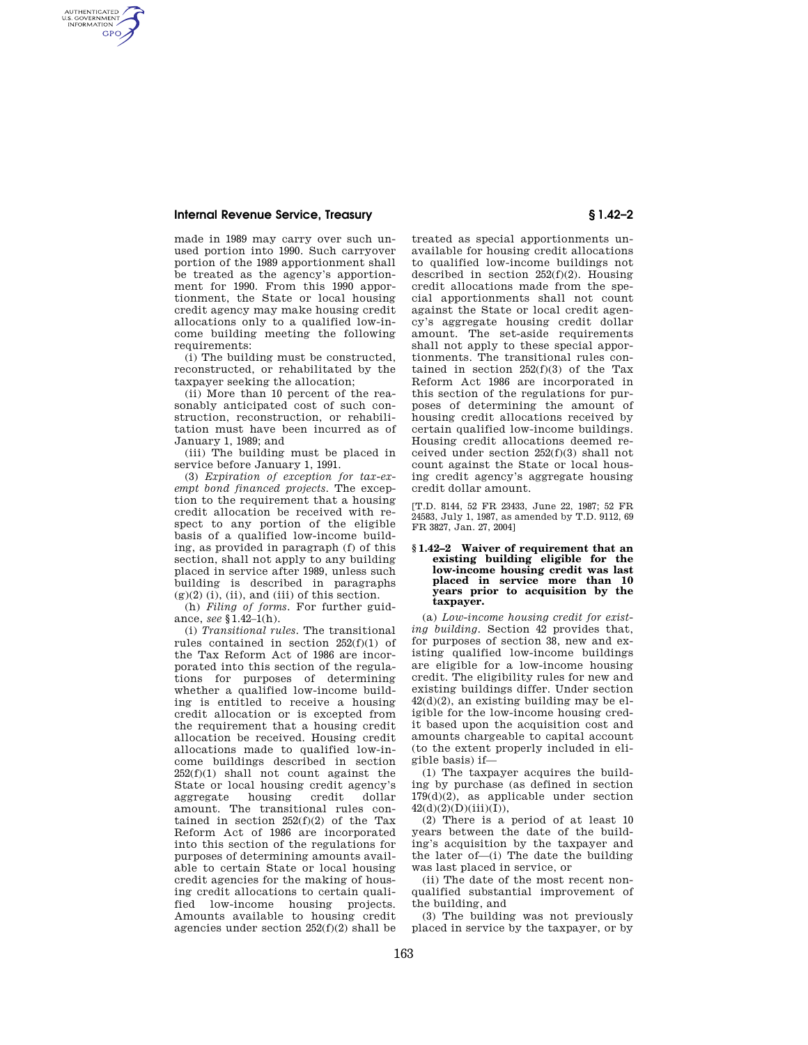made in 1989 may carry over such unused portion into 1990. Such carryover portion of the 1989 apportionment shall be treated as the agency's apportionment for 1990. From this 1990 apportionment, the State or local housing credit agency may make housing credit allocations only to a qualified low-income building meeting the following requirements:

(i) The building must be constructed, reconstructed, or rehabilitated by the taxpayer seeking the allocation;

(ii) More than 10 percent of the reasonably anticipated cost of such construction, reconstruction, or rehabilitation must have been incurred as of January 1, 1989; and

(iii) The building must be placed in service before January 1, 1991.

(3) *Expiration of exception for tax-exempt bond financed projects.* The exception to the requirement that a housing credit allocation be received with respect to any portion of the eligible basis of a qualified low-income building, as provided in paragraph (f) of this section, shall not apply to any building placed in service after 1989, unless such building is described in paragraphs (g)(2) (i), (ii), and (iii) of this section.

(h) *Filing of forms.* For further guidance, *see* §1.42–1(h).

(i) *Transitional rules.* The transitional rules contained in section 252(f)(1) of the Tax Reform Act of 1986 are incorporated into this section of the regulations for purposes of determining whether a qualified low-income building is entitled to receive a housing credit allocation or is excepted from the requirement that a housing credit allocation be received. Housing credit allocations made to qualified low-income buildings described in section 252(f)(1) shall not count against the State or local housing credit agency's aggregate housing credit dollar amount. The transitional rules contained in section 252(f)(2) of the Tax Reform Act of 1986 are incorporated into this section of the regulations for purposes of determining amounts available to certain State or local housing credit agencies for the making of housing credit allocations to certain qualified low-income housing projects. Amounts available to housing credit agencies under section 252(f)(2) shall be treated as special apportionments unavailable for housing credit allocations to qualified low-income buildings not described in section 252(f)(2). Housing credit allocations made from the special apportionments shall not count against the State or local credit agency's aggregate housing credit dollar amount. The set-aside requirements shall not apply to these special apportionments. The transitional rules contained in section 252(f)(3) of the Tax Reform Act 1986 are incorporated in this section of the regulations for purposes of determining the amount of housing credit allocations received by certain qualified low-income buildings. Housing credit allocations deemed received under section 252(f)(3) shall not count against the State or local housing credit agency's aggregate housing credit dollar amount.

[T.D. 8144, 52 FR 23433, June 22, 1987; 52 FR 24583, July 1, 1987, as amended by T.D. 9112, 69 FR 3827, Jan. 27, 2004]

## §1.42–2 Waiver of requirement that an existing building eligible for the low-income housing credit was last placed in service more than 10 years prior to acquisition by the taxpayer.

(a) *Low-income housing credit for existing building.* Section 42 provides that, for purposes of section 38, new and existing qualified low-income buildings are eligible for a low-income housing credit. The eligibility rules for new and existing buildings differ. Under section 42(d)(2), an existing building may be eligible for the low-income housing credit based upon the acquisition cost and amounts chargeable to capital account (to the extent properly included in eligible basis) if—

(1) The taxpayer acquires the building by purchase (as defined in section 179(d)(2), as applicable under section 42(d)(2)(D)(iii)(I)),

(2) There is a period of at least 10 years between the date of the building's acquisition by the taxpayer and the later of—(i) The date the building was last placed in service, or

(ii) The date of the most recent nonqualified substantial improvement of the building, and

(3) The building was not previously placed in service by the taxpayer, or by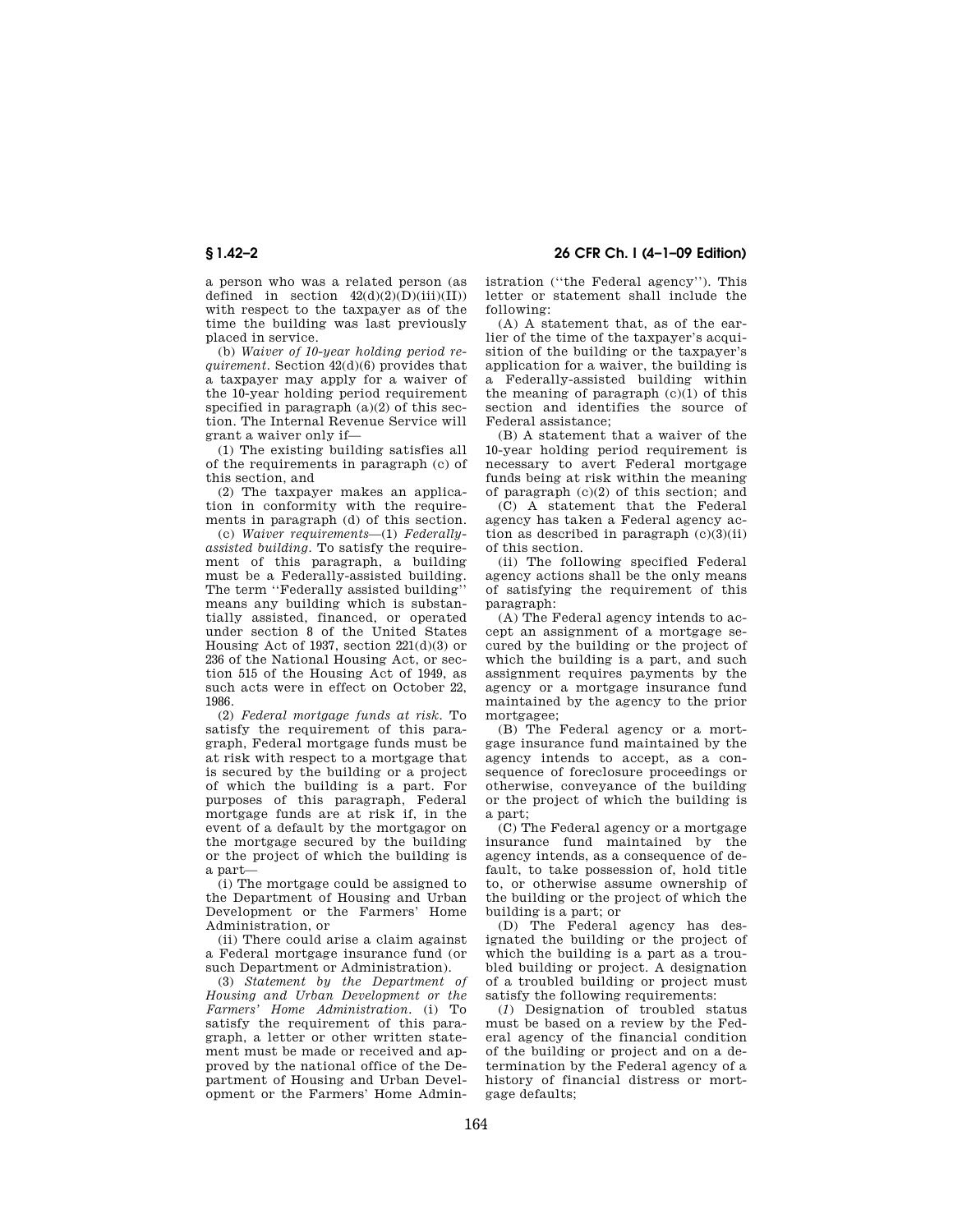a person who was a related person (as defined in section 42(d)(2)(D)(iii)(II)) with respect to the taxpayer as of the time the building was last previously placed in service.

(b) *Waiver of 10-year holding period requirement.* Section 42(d)(6) provides that a taxpayer may apply for a waiver of the 10-year holding period requirement specified in paragraph (a)(2) of this section. The Internal Revenue Service will grant a waiver only if—

(1) The existing building satisfies all of the requirements in paragraph (c) of this section, and

(2) The taxpayer makes an application in conformity with the requirements in paragraph (d) of this section.

(c) *Waiver requirements*—(1) *Federally-assisted building.* To satisfy the requirement of this paragraph, a building must be a Federally-assisted building. The term ''Federally assisted building'' means any building which is substantially assisted, financed, or operated under section 8 of the United States Housing Act of 1937, section 221(d)(3) or 236 of the National Housing Act, or section 515 of the Housing Act of 1949, as such acts were in effect on October 22, 1986.

(2) *Federal mortgage funds at risk.* To satisfy the requirement of this paragraph, Federal mortgage funds must be at risk with respect to a mortgage that is secured by the building or a project of which the building is a part. For purposes of this paragraph, Federal mortgage funds are at risk if, in the event of a default by the mortgagor on the mortgage secured by the building or the project of which the building is a part—

(i) The mortgage could be assigned to the Department of Housing and Urban Development or the Farmers' Home Administration, or

(ii) There could arise a claim against a Federal mortgage insurance fund (or such Department or Administration).

(3) *Statement by the Department of Housing and Urban Development or the Farmers' Home Administration.* (i) To satisfy the requirement of this paragraph, a letter or other written statement must be made or received and approved by the national office of the Department of Housing and Urban Development or the Farmers' Home Administration (''the Federal agency''). This letter or statement shall include the following:

(A) A statement that, as of the earlier of the time of the taxpayer's acquisition of the building or the taxpayer's application for a waiver, the building is a Federally-assisted building within the meaning of paragraph (c)(1) of this section and identifies the source of Federal assistance;

(B) A statement that a waiver of the 10-year holding period requirement is necessary to avert Federal mortgage funds being at risk within the meaning of paragraph (c)(2) of this section; and

(C) A statement that the Federal agency has taken a Federal agency action as described in paragraph (c)(3)(ii) of this section.

(ii) The following specified Federal agency actions shall be the only means of satisfying the requirement of this paragraph:

(A) The Federal agency intends to accept an assignment of a mortgage secured by the building or the project of which the building is a part, and such assignment requires payments by the agency or a mortgage insurance fund maintained by the agency to the prior mortgagee;

(B) The Federal agency or a mortgage insurance fund maintained by the agency intends to accept, as a consequence of foreclosure proceedings or otherwise, conveyance of the building or the project of which the building is a part;

(C) The Federal agency or a mortgage insurance fund maintained by the agency intends, as a consequence of default, to take possession of, hold title to, or otherwise assume ownership of the building or the project of which the building is a part; or

(D) The Federal agency has designated the building or the project of which the building is a part as a troubled building or project. A designation of a troubled building or project must satisfy the following requirements:

(*1*) Designation of troubled status must be based on a review by the Federal agency of the financial condition of the building or project and on a determination by the Federal agency of a history of financial distress or mortgage defaults;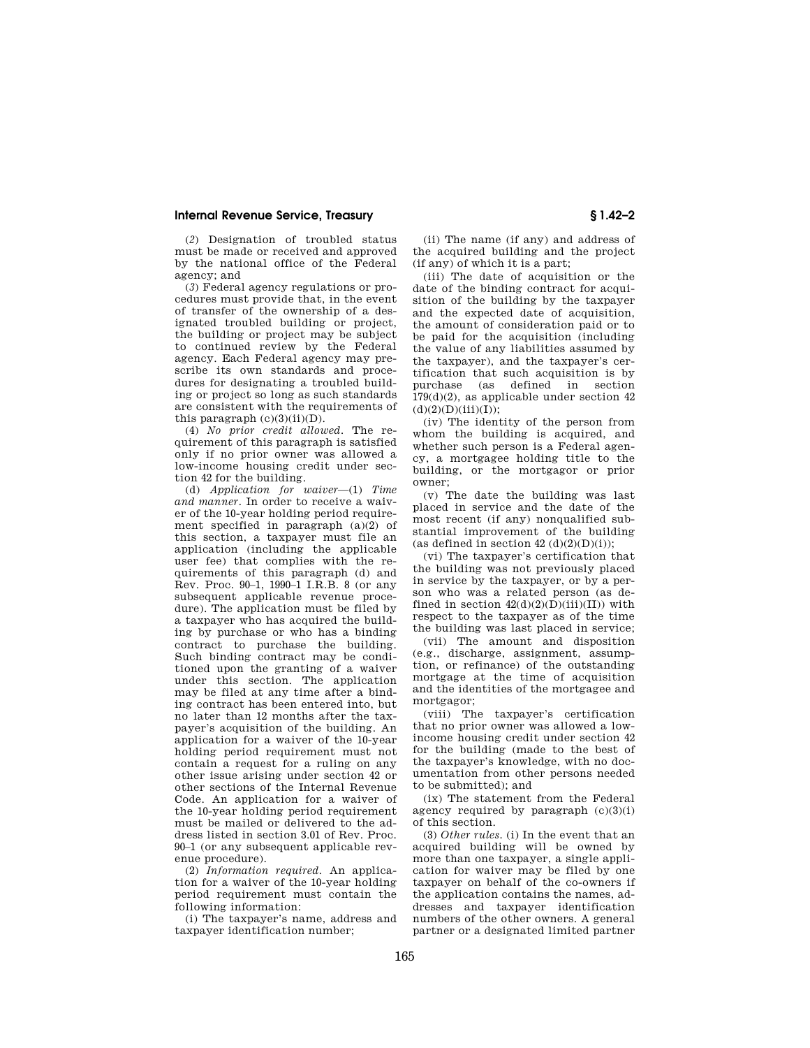(*2*) Designation of troubled status must be made or received and approved by the national office of the Federal agency; and

(*3*) Federal agency regulations or procedures must provide that, in the event of transfer of the ownership of a designated troubled building or project, the building or project may be subject to continued review by the Federal agency. Each Federal agency may prescribe its own standards and procedures for designating a troubled building or project so long as such standards are consistent with the requirements of this paragraph (c)(3)(ii)(D).

(4) *No prior credit allowed.* The requirement of this paragraph is satisfied only if no prior owner was allowed a low-income housing credit under section 42 for the building.

(d) *Application for waiver*—(1) *Time and manner.* In order to receive a waiver of the 10-year holding period requirement specified in paragraph (a)(2) of this section, a taxpayer must file an application (including the applicable user fee) that complies with the requirements of this paragraph (d) and Rev. Proc. 90–1, 1990–1 I.R.B. 8 (or any subsequent applicable revenue procedure). The application must be filed by a taxpayer who has acquired the building by purchase or who has a binding contract to purchase the building. Such binding contract may be conditioned upon the granting of a waiver under this section. The application may be filed at any time after a binding contract has been entered into, but no later than 12 months after the taxpayer's acquisition of the building. An application for a waiver of the 10-year holding period requirement must not contain a request for a ruling on any other issue arising under section 42 or other sections of the Internal Revenue Code. An application for a waiver of the 10-year holding period requirement must be mailed or delivered to the address listed in section 3.01 of Rev. Proc. 90–1 (or any subsequent applicable revenue procedure).

(2) *Information required.* An application for a waiver of the 10-year holding period requirement must contain the following information:

(i) The taxpayer's name, address and taxpayer identification number;

(ii) The name (if any) and address of the acquired building and the project (if any) of which it is a part;

(iii) The date of acquisition or the date of the binding contract for acquisition of the building by the taxpayer and the expected date of acquisition, the amount of consideration paid or to be paid for the acquisition (including the value of any liabilities assumed by the taxpayer), and the taxpayer's certification that such acquisition is by purchase (as defined in section 179(d)(2), as applicable under section 42 (d)(2)(D)(iii)(I));

(iv) The identity of the person from whom the building is acquired, and whether such person is a Federal agency, a mortgagee holding title to the building, or the mortgagor or prior owner;

(v) The date the building was last placed in service and the date of the most recent (if any) nonqualified substantial improvement of the building (as defined in section 42 (d)(2)(D)(i));

(vi) The taxpayer's certification that the building was not previously placed in service by the taxpayer, or by a person who was a related person (as defined in section 42(d)(2)(D)(iii)(II)) with respect to the taxpayer as of the time the building was last placed in service;

(vii) The amount and disposition (e.g., discharge, assignment, assumption, or refinance) of the outstanding mortgage at the time of acquisition and the identities of the mortgagee and mortgagor;

(viii) The taxpayer's certification that no prior owner was allowed a low-income housing credit under section 42 for the building (made to the best of the taxpayer's knowledge, with no documentation from other persons needed to be submitted); and

(ix) The statement from the Federal agency required by paragraph (c)(3)(i) of this section.

(3) *Other rules.* (i) In the event that an acquired building will be owned by more than one taxpayer, a single application for waiver may be filed by one taxpayer on behalf of the co-owners if the application contains the names, addresses and taxpayer identification numbers of the other owners. A general partner or a designated limited partner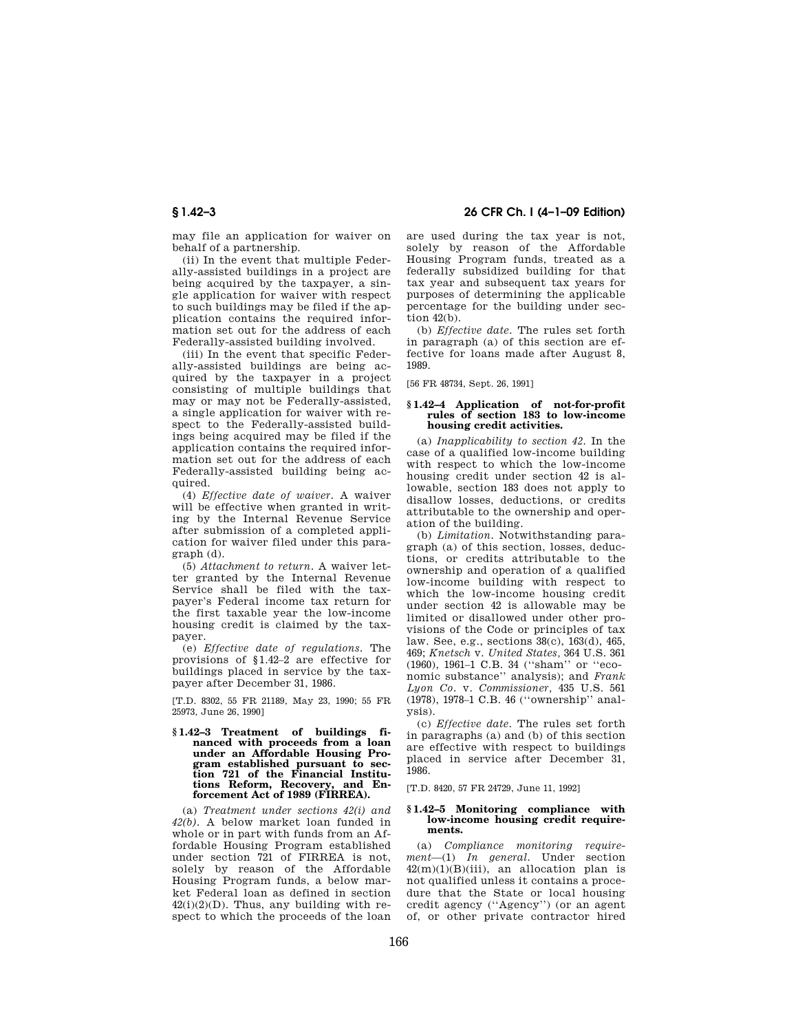may file an application for waiver on behalf of a partnership.

(ii) In the event that multiple Federally-assisted buildings in a project are being acquired by the taxpayer, a single application for waiver with respect to such buildings may be filed if the application contains the required information set out for the address of each Federally-assisted building involved.

(iii) In the event that specific Federally-assisted buildings are being acquired by the taxpayer in a project consisting of multiple buildings that may or may not be Federally-assisted, a single application for waiver with respect to the Federally-assisted buildings being acquired may be filed if the application contains the required information set out for the address of each Federally-assisted building being acquired.

(4) *Effective date of waiver.* A waiver will be effective when granted in writing by the Internal Revenue Service after submission of a completed application for waiver filed under this paragraph (d).

(5) *Attachment to return.* A waiver letter granted by the Internal Revenue Service shall be filed with the taxpayer's Federal income tax return for the first taxable year the low-income housing credit is claimed by the taxpayer.

(e) *Effective date of regulations.* The provisions of §1.42–2 are effective for buildings placed in service by the taxpayer after December 31, 1986.

[T.D. 8302, 55 FR 21189, May 23, 1990; 55 FR 25973, June 26, 1990]

### §1.42–3 Treatment of buildings financed with proceeds from a loan under an Affordable Housing Program established pursuant to section 721 of the Financial Institutions Reform, Recovery, and Enforcement Act of 1989 (FIRREA).

(a) *Treatment under sections 42(i) and 42(b).* A below market loan funded in whole or in part with funds from an Affordable Housing Program established under section 721 of FIRREA is not, solely by reason of the Affordable Housing Program funds, a below market Federal loan as defined in section 42(i)(2)(D). Thus, any building with respect to which the proceeds of the loan are used during the tax year is not, solely by reason of the Affordable Housing Program funds, treated as a federally subsidized building for that tax year and subsequent tax years for purposes of determining the applicable percentage for the building under section 42(b).

(b) *Effective date.* The rules set forth in paragraph (a) of this section are effective for loans made after August 8, 1989.

[56 FR 48734, Sept. 26, 1991]

### §1.42–4 Application of not-for-profit rules of section 183 to low-income housing credit activities.

(a) *Inapplicability to section 42.* In the case of a qualified low-income building with respect to which the low-income housing credit under section 42 is allowable, section 183 does not apply to disallow losses, deductions, or credits attributable to the ownership and operation of the building.

(b) *Limitation.* Notwithstanding paragraph (a) of this section, losses, deductions, or credits attributable to the ownership and operation of a qualified low-income building with respect to which the low-income housing credit under section 42 is allowable may be limited or disallowed under other provisions of the Code or principles of tax law. See, e.g., sections 38(c), 163(d), 465, 469; *Knetsch* v. *United States*, 364 U.S. 361 (1960), 1961–1 C.B. 34 (''sham'' or ''economic substance'' analysis); and *Frank Lyon Co.* v. *Commissioner*, 435 U.S. 561 (1978), 1978–1 C.B. 46 (''ownership'' analysis).

(c) *Effective date.* The rules set forth in paragraphs (a) and (b) of this section are effective with respect to buildings placed in service after December 31, 1986.

[T.D. 8420, 57 FR 24729, June 11, 1992]

### §1.42–5 Monitoring compliance with low-income housing credit requirements.

(a) *Compliance monitoring requirement*—(1) *In general.* Under section 42(m)(1)(B)(iii), an allocation plan is not qualified unless it contains a procedure that the State or local housing credit agency (''Agency'') (or an agent of, or other private contractor hired